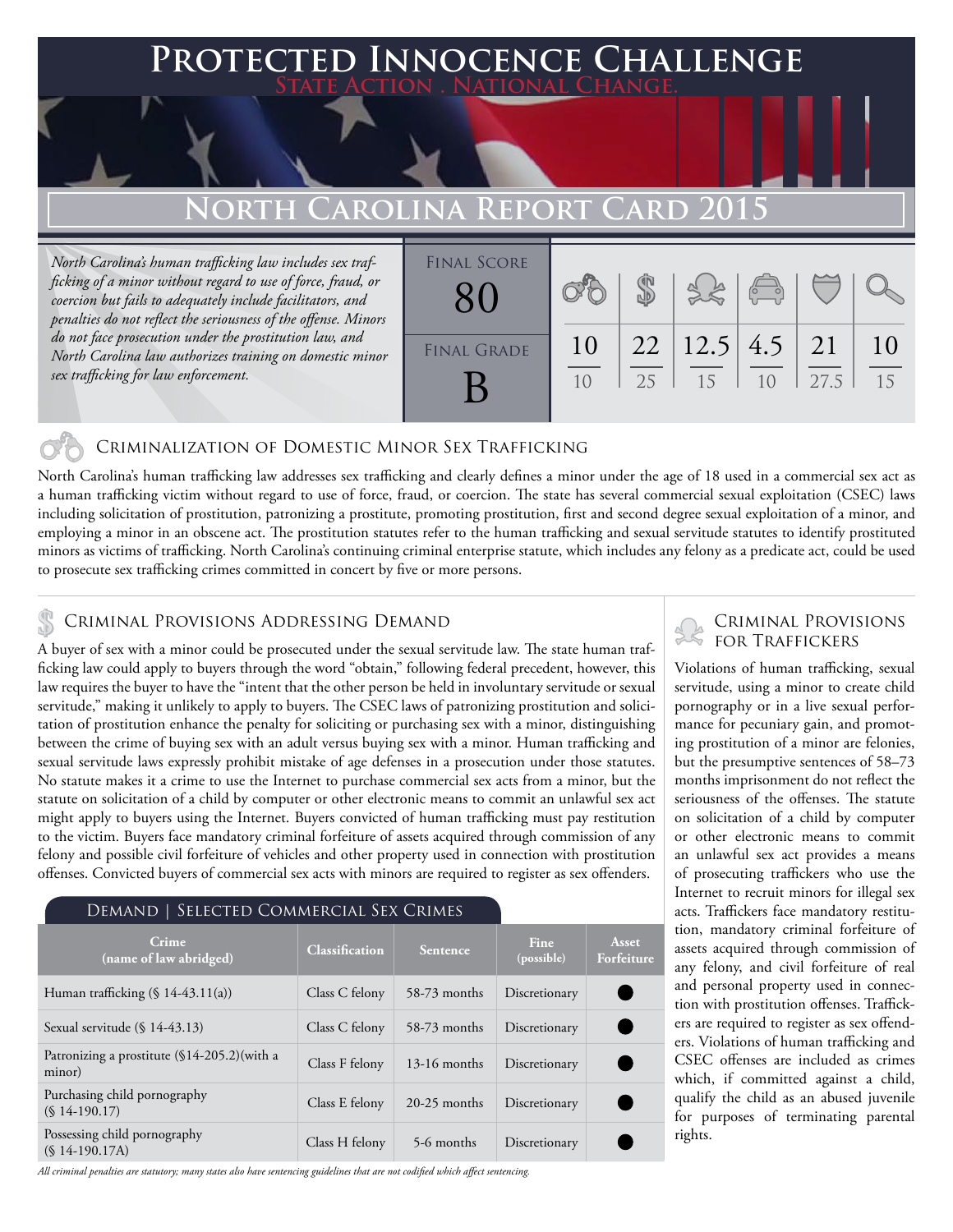# Protected Innocence Challenge

State Action . National Change.

## North Carolina Report Card 2015

*North Carolina's human trafficking law includes sex trafficking of a minor without regard to use of force, fraud, or coercion but fails to adequately include facilitators, and penalties do not reflect the seriousness of the offense. Minors do not face prosecution under the prostitution law, and North Carolina law authorizes training on domestic minor sex trafficking for law enforcement.*

| Final Score | Final Grade |
|---|---|
| 80 | B |

| Criminalization | Demand | Traffickers | Facilitators | Protective Provisions | Criminal Justice Tools |
|---|---|---|---|---|---|
| 10/10 | 22/25 | 12.5/15 | 4.5/10 | 21/27.5 | 10/15 |

### Criminalization of Domestic Minor Sex Trafficking

North Carolina's human trafficking law addresses sex trafficking and clearly defines a minor under the age of 18 used in a commercial sex act as a human trafficking victim without regard to use of force, fraud, or coercion. The state has several commercial sexual exploitation (CSEC) laws including solicitation of prostitution, patronizing a prostitute, promoting prostitution, first and second degree sexual exploitation of a minor, and employing a minor in an obscene act. The prostitution statutes refer to the human trafficking and sexual servitude statutes to identify prostituted minors as victims of trafficking. North Carolina's continuing criminal enterprise statute, which includes any felony as a predicate act, could be used to prosecute sex trafficking crimes committed in concert by five or more persons.

### Criminal Provisions Addressing Demand

A buyer of sex with a minor could be prosecuted under the sexual servitude law. The state human trafficking law could apply to buyers through the word "obtain," following federal precedent, however, this law requires the buyer to have the "intent that the other person be held in involuntary servitude or sexual servitude," making it unlikely to apply to buyers. The CSEC laws of patronizing prostitution and solicitation of prostitution enhance the penalty for soliciting or purchasing sex with a minor, distinguishing between the crime of buying sex with an adult versus buying sex with a minor. Human trafficking and sexual servitude laws expressly prohibit mistake of age defenses in a prosecution under those statutes. No statute makes it a crime to use the Internet to purchase commercial sex acts from a minor, but the statute on solicitation of a child by computer or other electronic means to commit an unlawful sex act might apply to buyers using the Internet. Buyers convicted of human trafficking must pay restitution to the victim. Buyers face mandatory criminal forfeiture of assets acquired through commission of any felony and possible civil forfeiture of vehicles and other property used in connection with prostitution offenses. Convicted buyers of commercial sex acts with minors are required to register as sex offenders.

#### Demand | Selected Commercial Sex Crimes

| Crime (name of law abridged) | Classification | Sentence | Fine (possible) | Asset Forfeiture |
|---|---|---|---|---|
| Human trafficking (§ 14-43.11(a)) | Class C felony | 58-73 months | Discretionary | ● |
| Sexual servitude (§ 14-43.13) | Class C felony | 58-73 months | Discretionary | ● |
| Patronizing a prostitute (§14-205.2)(with a minor) | Class F felony | 13-16 months | Discretionary | ● |
| Purchasing child pornography (§ 14-190.17) | Class E felony | 20-25 months | Discretionary | ● |
| Possessing child pornography (§ 14-190.17A) | Class H felony | 5-6 months | Discretionary | ● |

*All criminal penalties are statutory; many states also have sentencing guidelines that are not codified which affect sentencing.*

### Criminal Provisions for Traffickers

Violations of human trafficking, sexual servitude, using a minor to create child pornography or in a live sexual performance for pecuniary gain, and promoting prostitution of a minor are felonies, but the presumptive sentences of 58–73 months imprisonment do not reflect the seriousness of the offenses. The statute on solicitation of a child by computer or other electronic means to commit an unlawful sex act provides a means of prosecuting traffickers who use the Internet to recruit minors for illegal sex acts. Traffickers face mandatory restitution, mandatory criminal forfeiture of assets acquired through commission of any felony, and civil forfeiture of real and personal property used in connection with prostitution offenses. Traffickers are required to register as sex offenders. Violations of human trafficking and CSEC offenses are included as crimes which, if committed against a child, qualify the child as an abused juvenile for purposes of terminating parental rights.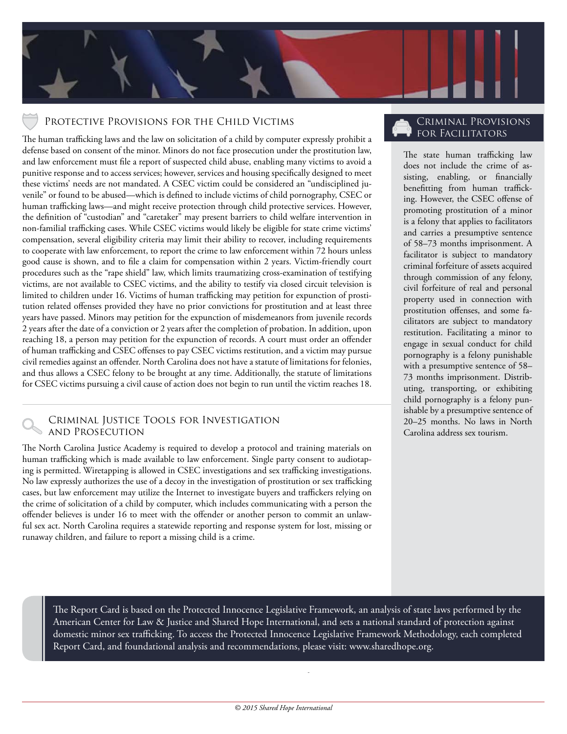## Protective Provisions for the Child Victims

The human trafficking laws and the law on solicitation of a child by computer expressly prohibit a defense based on consent of the minor. Minors do not face prosecution under the prostitution law, and law enforcement must file a report of suspected child abuse, enabling many victims to avoid a punitive response and to access services; however, services and housing specifically designed to meet these victims' needs are not mandated. A CSEC victim could be considered an "undisciplined juvenile" or found to be abused—which is defined to include victims of child pornography, CSEC or human trafficking laws—and might receive protection through child protective services. However, the definition of "custodian" and "caretaker" may present barriers to child welfare intervention in non-familial trafficking cases. While CSEC victims would likely be eligible for state crime victims' compensation, several eligibility criteria may limit their ability to recover, including requirements to cooperate with law enforcement, to report the crime to law enforcement within 72 hours unless good cause is shown, and to file a claim for compensation within 2 years. Victim-friendly court procedures such as the "rape shield" law, which limits traumatizing cross-examination of testifying victims, are not available to CSEC victims, and the ability to testify via closed circuit television is limited to children under 16. Victims of human trafficking may petition for expunction of prostitution related offenses provided they have no prior convictions for prostitution and at least three years have passed. Minors may petition for the expunction of misdemeanors from juvenile records 2 years after the date of a conviction or 2 years after the completion of probation. In addition, upon reaching 18, a person may petition for the expunction of records. A court must order an offender of human trafficking and CSEC offenses to pay CSEC victims restitution, and a victim may pursue civil remedies against an offender. North Carolina does not have a statute of limitations for felonies, and thus allows a CSEC felony to be brought at any time. Additionally, the statute of limitations for CSEC victims pursuing a civil cause of action does not begin to run until the victim reaches 18.

## Criminal Justice Tools for Investigation and Prosecution

The North Carolina Justice Academy is required to develop a protocol and training materials on human trafficking which is made available to law enforcement. Single party consent to audiotaping is permitted. Wiretapping is allowed in CSEC investigations and sex trafficking investigations. No law expressly authorizes the use of a decoy in the investigation of prostitution or sex trafficking cases, but law enforcement may utilize the Internet to investigate buyers and traffickers relying on the crime of solicitation of a child by computer, which includes communicating with a person the offender believes is under 16 to meet with the offender or another person to commit an unlawful sex act. North Carolina requires a statewide reporting and response system for lost, missing or runaway children, and failure to report a missing child is a crime.

## Criminal Provisions for Facilitators

The state human trafficking law does not include the crime of assisting, enabling, or financially benefitting from human trafficking. However, the CSEC offense of promoting prostitution of a minor is a felony that applies to facilitators and carries a presumptive sentence of 58–73 months imprisonment. A facilitator is subject to mandatory criminal forfeiture of assets acquired through commission of any felony, civil forfeiture of real and personal property used in connection with prostitution offenses, and some facilitators are subject to mandatory restitution. Facilitating a minor to engage in sexual conduct for child pornography is a felony punishable with a presumptive sentence of 58–73 months imprisonment. Distributing, transporting, or exhibiting child pornography is a felony punishable by a presumptive sentence of 20–25 months. No laws in North Carolina address sex tourism.

The Report Card is based on the Protected Innocence Legislative Framework, an analysis of state laws performed by the American Center for Law & Justice and Shared Hope International, and sets a national standard of protection against domestic minor sex trafficking. To access the Protected Innocence Legislative Framework Methodology, each completed Report Card, and foundational analysis and recommendations, please visit: www.sharedhope.org.

*© 2015 Shared Hope International*